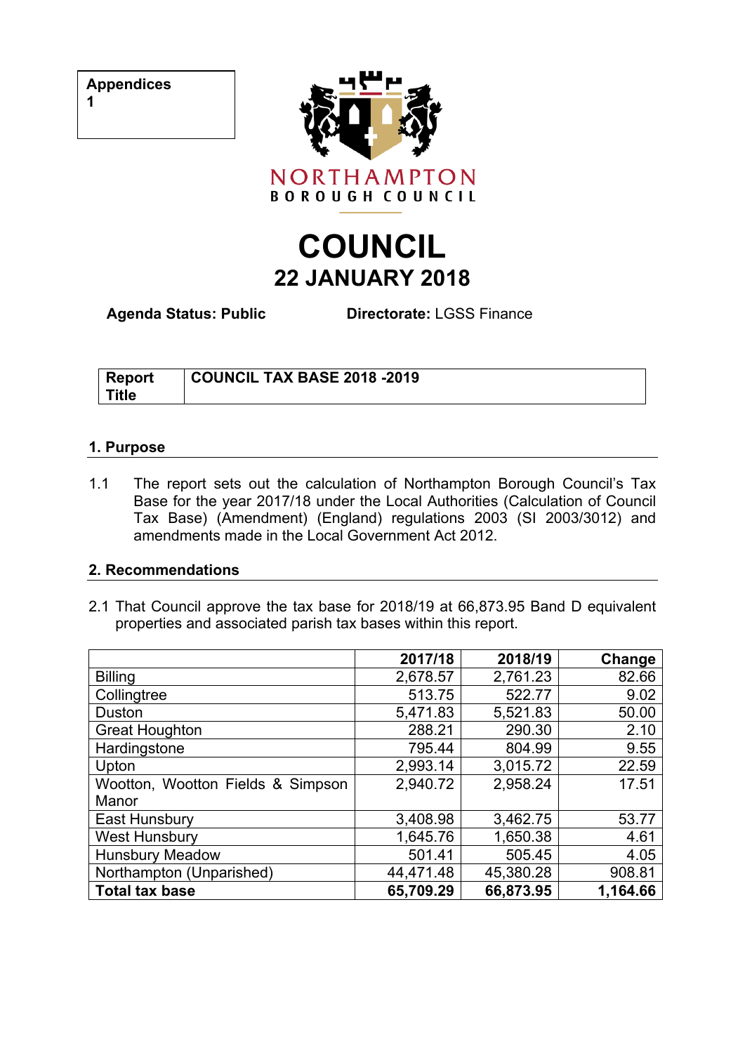**Appendices**
**1**

NORTHAMPTON
BOROUGH COUNCIL

# COUNCIL
## 22 JANUARY 2018

**Agenda Status: Public** **Directorate:** LGSS Finance

| **Report Title** | **COUNCIL TAX BASE 2018 -2019** |
|---|---|

## 1. Purpose

1.1 The report sets out the calculation of Northampton Borough Council's Tax Base for the year 2017/18 under the Local Authorities (Calculation of Council Tax Base) (Amendment) (England) regulations 2003 (SI 2003/3012) and amendments made in the Local Government Act 2012.

## 2. Recommendations

2.1 That Council approve the tax base for 2018/19 at 66,873.95 Band D equivalent properties and associated parish tax bases within this report.

| | **2017/18** | **2018/19** | **Change** |
|---|---|---|---|
| Billing | 2,678.57 | 2,761.23 | 82.66 |
| Collingtree | 513.75 | 522.77 | 9.02 |
| Duston | 5,471.83 | 5,521.83 | 50.00 |
| Great Houghton | 288.21 | 290.30 | 2.10 |
| Hardingstone | 795.44 | 804.99 | 9.55 |
| Upton | 2,993.14 | 3,015.72 | 22.59 |
| Wootton, Wootton Fields & Simpson Manor | 2,940.72 | 2,958.24 | 17.51 |
| East Hunsbury | 3,408.98 | 3,462.75 | 53.77 |
| West Hunsbury | 1,645.76 | 1,650.38 | 4.61 |
| Hunsbury Meadow | 501.41 | 505.45 | 4.05 |
| Northampton (Unparished) | 44,471.48 | 45,380.28 | 908.81 |
| **Total tax base** | **65,709.29** | **66,873.95** | **1,164.66** |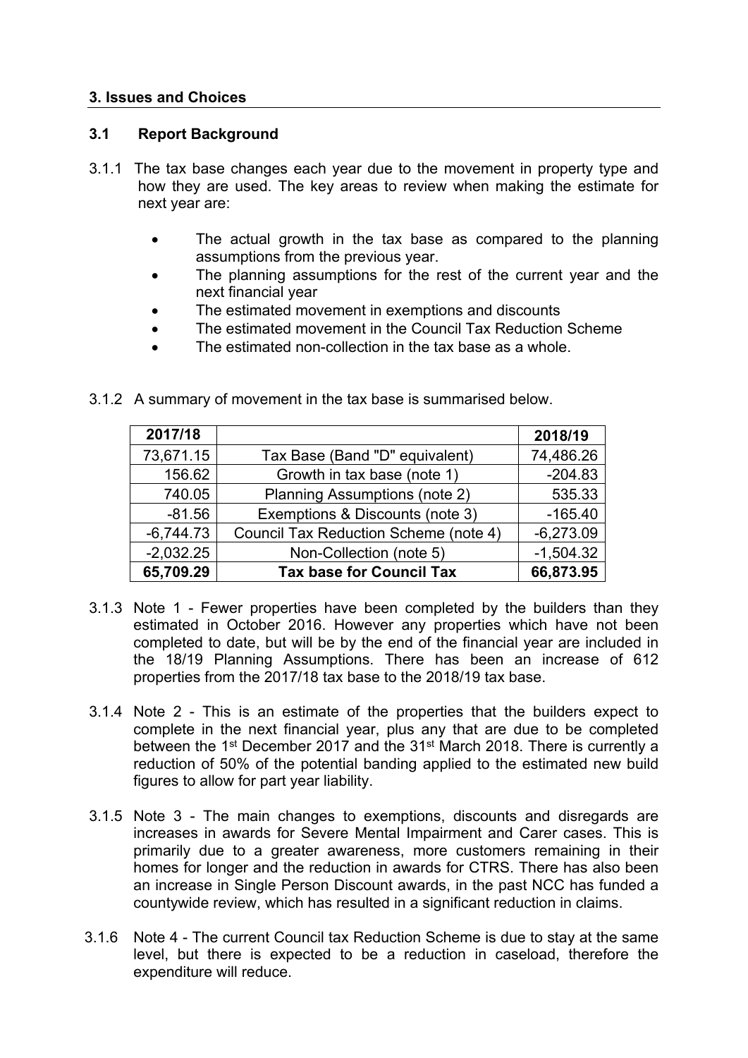### 3. Issues and Choices

#### 3.1 Report Background

3.1.1 The tax base changes each year due to the movement in property type and how they are used. The key areas to review when making the estimate for next year are:

- The actual growth in the tax base as compared to the planning assumptions from the previous year.
- The planning assumptions for the rest of the current year and the next financial year
- The estimated movement in exemptions and discounts
- The estimated movement in the Council Tax Reduction Scheme
- The estimated non-collection in the tax base as a whole.

3.1.2 A summary of movement in the tax base is summarised below.

| 2017/18 | | 2018/19 |
|---|---|---|
| 73,671.15 | Tax Base (Band "D" equivalent) | 74,486.26 |
| 156.62 | Growth in tax base (note 1) | -204.83 |
| 740.05 | Planning Assumptions (note 2) | 535.33 |
| -81.56 | Exemptions & Discounts (note 3) | -165.40 |
| -6,744.73 | Council Tax Reduction Scheme (note 4) | -6,273.09 |
| -2,032.25 | Non-Collection (note 5) | -1,504.32 |
| **65,709.29** | **Tax base for Council Tax** | **66,873.95** |

3.1.3 Note 1 - Fewer properties have been completed by the builders than they estimated in October 2016. However any properties which have not been completed to date, but will be by the end of the financial year are included in the 18/19 Planning Assumptions. There has been an increase of 612 properties from the 2017/18 tax base to the 2018/19 tax base.

3.1.4 Note 2 - This is an estimate of the properties that the builders expect to complete in the next financial year, plus any that are due to be completed between the 1st December 2017 and the 31st March 2018. There is currently a reduction of 50% of the potential banding applied to the estimated new build figures to allow for part year liability.

3.1.5 Note 3 - The main changes to exemptions, discounts and disregards are increases in awards for Severe Mental Impairment and Carer cases. This is primarily due to a greater awareness, more customers remaining in their homes for longer and the reduction in awards for CTRS. There has also been an increase in Single Person Discount awards, in the past NCC has funded a countywide review, which has resulted in a significant reduction in claims.

3.1.6 Note 4 - The current Council tax Reduction Scheme is due to stay at the same level, but there is expected to be a reduction in caseload, therefore the expenditure will reduce.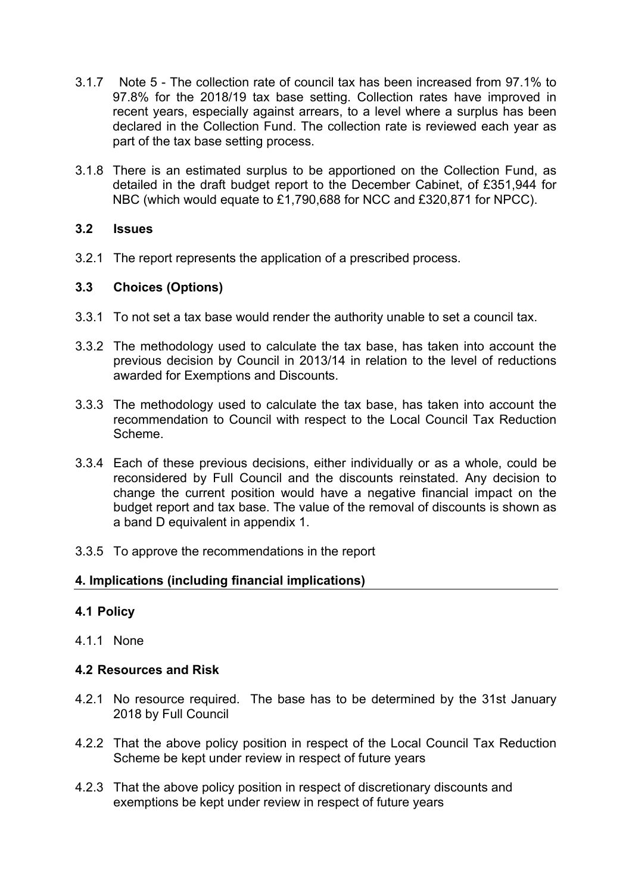3.1.7 Note 5 - The collection rate of council tax has been increased from 97.1% to 97.8% for the 2018/19 tax base setting. Collection rates have improved in recent years, especially against arrears, to a level where a surplus has been declared in the Collection Fund. The collection rate is reviewed each year as part of the tax base setting process.

3.1.8 There is an estimated surplus to be apportioned on the Collection Fund, as detailed in the draft budget report to the December Cabinet, of £351,944 for NBC (which would equate to £1,790,688 for NCC and £320,871 for NPCC).

### 3.2 Issues

3.2.1 The report represents the application of a prescribed process.

### 3.3 Choices (Options)

3.3.1 To not set a tax base would render the authority unable to set a council tax.

3.3.2 The methodology used to calculate the tax base, has taken into account the previous decision by Council in 2013/14 in relation to the level of reductions awarded for Exemptions and Discounts.

3.3.3 The methodology used to calculate the tax base, has taken into account the recommendation to Council with respect to the Local Council Tax Reduction Scheme.

3.3.4 Each of these previous decisions, either individually or as a whole, could be reconsidered by Full Council and the discounts reinstated. Any decision to change the current position would have a negative financial impact on the budget report and tax base. The value of the removal of discounts is shown as a band D equivalent in appendix 1.

3.3.5 To approve the recommendations in the report

## 4. Implications (including financial implications)

### 4.1 Policy

4.1.1 None

### 4.2 Resources and Risk

4.2.1 No resource required. The base has to be determined by the 31st January 2018 by Full Council

4.2.2 That the above policy position in respect of the Local Council Tax Reduction Scheme be kept under review in respect of future years

4.2.3 That the above policy position in respect of discretionary discounts and exemptions be kept under review in respect of future years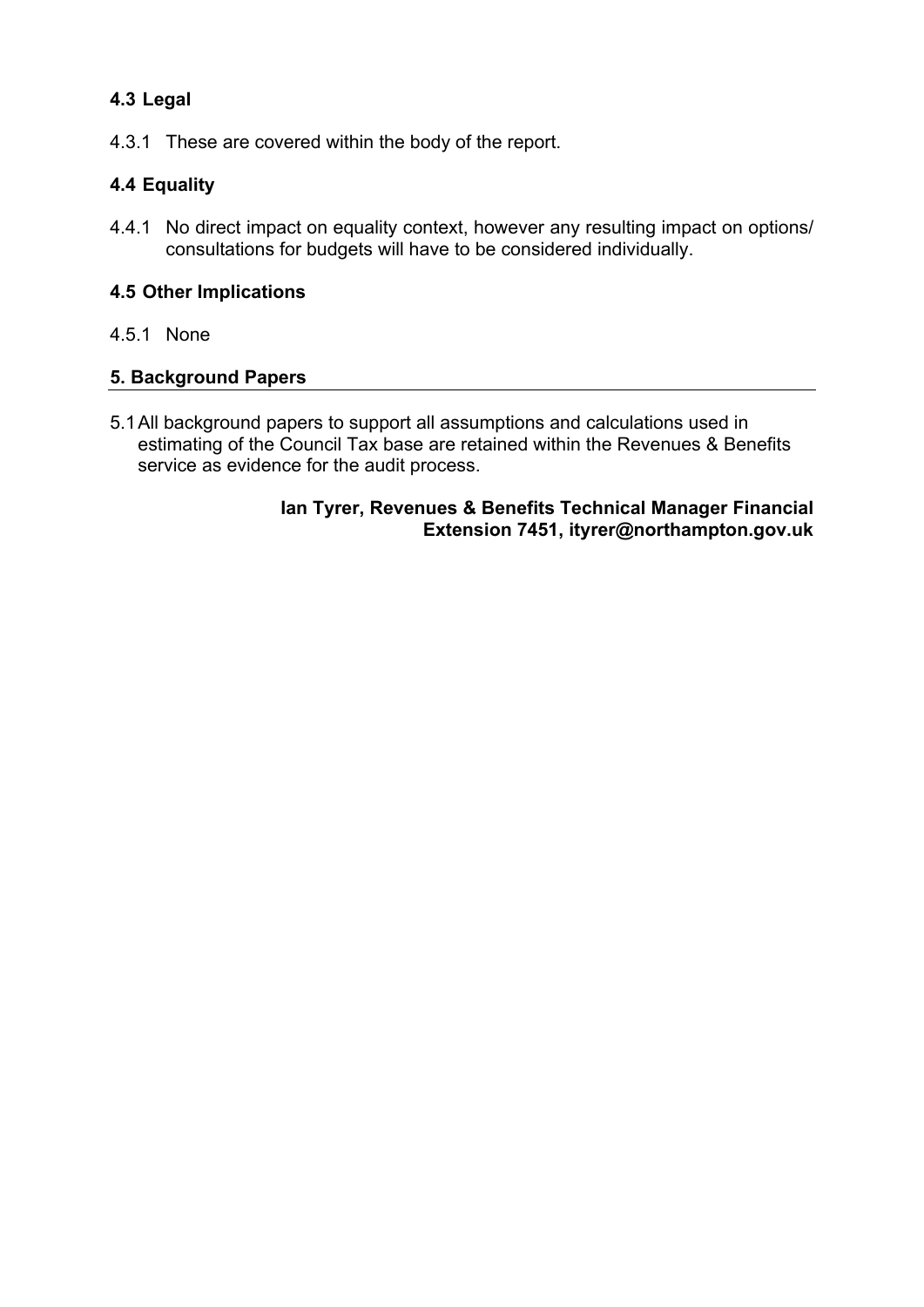### 4.3 Legal

4.3.1 These are covered within the body of the report.

### 4.4 Equality

4.4.1 No direct impact on equality context, however any resulting impact on options/ consultations for budgets will have to be considered individually.

### 4.5 Other Implications

4.5.1 None

## 5. Background Papers

5.1 All background papers to support all assumptions and calculations used in estimating of the Council Tax base are retained within the Revenues & Benefits service as evidence for the audit process.

**Ian Tyrer, Revenues & Benefits Technical Manager Financial**
**Extension 7451, ityrer@northampton.gov.uk**